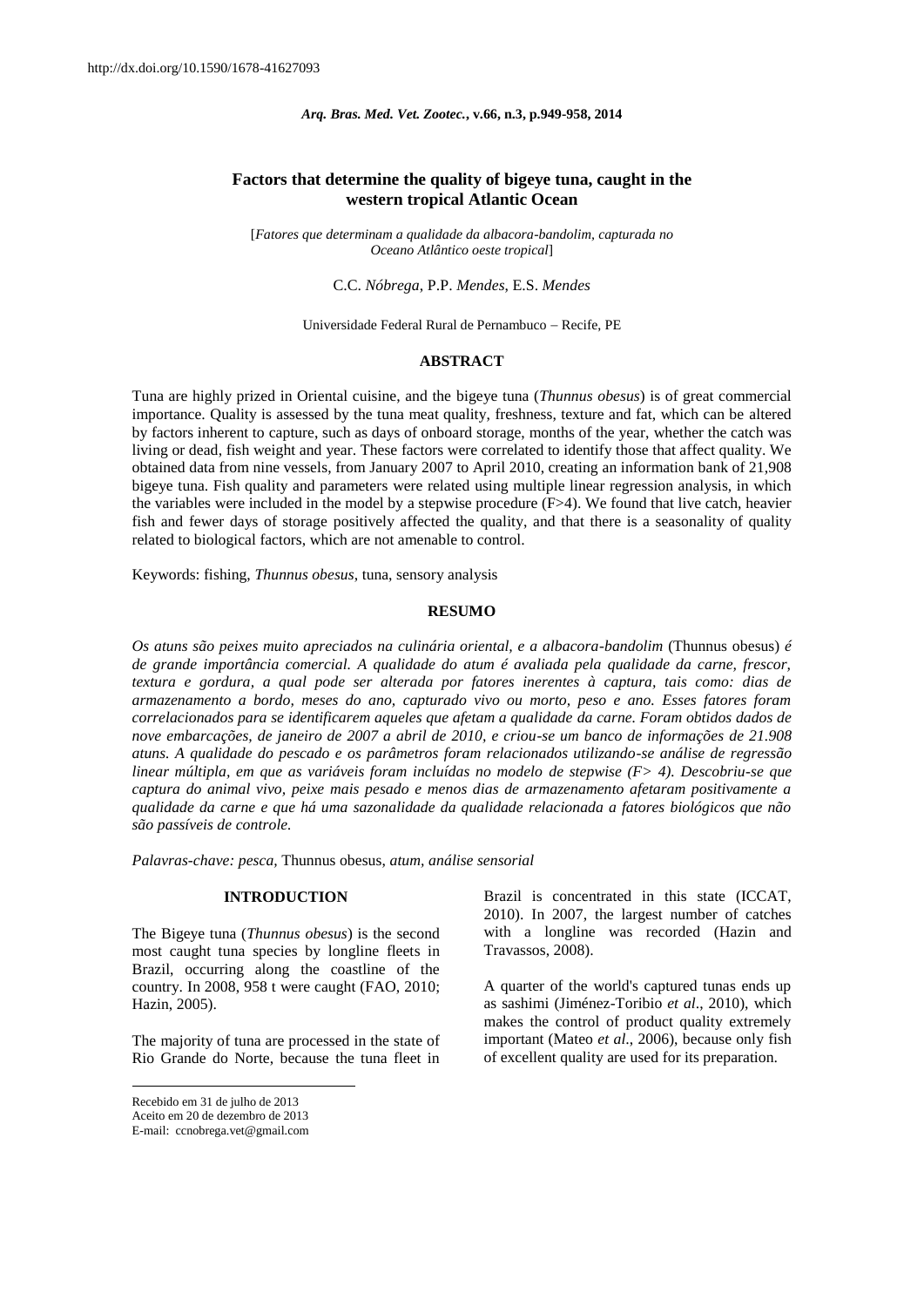http://dx.doi.org/10.1590/1678-41627093

# Factors that determine the quality of bigeye tuna, caught in the western tropical Atlantic Ocean

[*Fatores que determinam a qualidade da albacora-bandolim, capturada no Oceano Atlântico oeste tropical*]

C.C. *Nóbrega*, P.P. *Mendes*, E.S. *Mendes*

Universidade Federal Rural de Pernambuco – Recife, PE

## ABSTRACT

Tuna are highly prized in Oriental cuisine, and the bigeye tuna (*Thunnus obesus*) is of great commercial importance. Quality is assessed by the tuna meat quality, freshness, texture and fat, which can be altered by factors inherent to capture, such as days of onboard storage, months of the year, whether the catch was living or dead, fish weight and year. These factors were correlated to identify those that affect quality. We obtained data from nine vessels, from January 2007 to April 2010, creating an information bank of 21,908 bigeye tuna. Fish quality and parameters were related using multiple linear regression analysis, in which the variables were included in the model by a stepwise procedure ($F>4$). We found that live catch, heavier fish and fewer days of storage positively affected the quality, and that there is a seasonality of quality related to biological factors, which are not amenable to control.

Keywords: fishing, *Thunnus obesus*, tuna, sensory analysis

## RESUMO

*Os atuns são peixes muito apreciados na culinária oriental, e a albacora-bandolim* (Thunnus obesus) *é de grande importância comercial. A qualidade do atum é avaliada pela qualidade da carne, frescor, textura e gordura, a qual pode ser alterada por fatores inerentes à captura, tais como: dias de armazenamento a bordo, meses do ano, capturado vivo ou morto, peso e ano. Esses fatores foram correlacionados para se identificarem aqueles que afetam a qualidade da carne. Foram obtidos dados de nove embarcações, de janeiro de 2007 a abril de 2010, e criou-se um banco de informações de 21.908 atuns. A qualidade do pescado e os parâmetros foram relacionados utilizando-se análise de regressão linear múltipla, em que as variáveis foram incluídas no modelo de stepwise ($F>4$). Descobriu-se que captura do animal vivo, peixe mais pesado e menos dias de armazenamento afetaram positivamente a qualidade da carne e que há uma sazonalidade da qualidade relacionada a fatores biológicos que não são passíveis de controle.*

*Palavras-chave: pesca,* Thunnus obesus, *atum, análise sensorial*

## INTRODUCTION

The Bigeye tuna (*Thunnus obesus*) is the second most caught tuna species by longline fleets in Brazil, occurring along the coastline of the country. In 2008, 958 t were caught (FAO, 2010; Hazin, 2005).

The majority of tuna are processed in the state of Rio Grande do Norte, because the tuna fleet in Brazil is concentrated in this state (ICCAT, 2010). In 2007, the largest number of catches with a longline was recorded (Hazin and Travassos, 2008).

A quarter of the world's captured tunas ends up as sashimi (Jiménez-Toribio *et al*., 2010), which makes the control of product quality extremely important (Mateo *et al*., 2006), because only fish of excellent quality are used for its preparation.

Recebido em 31 de julho de 2013
Aceito em 20 de dezembro de 2013
E-mail: ccnobrega.vet@gmail.com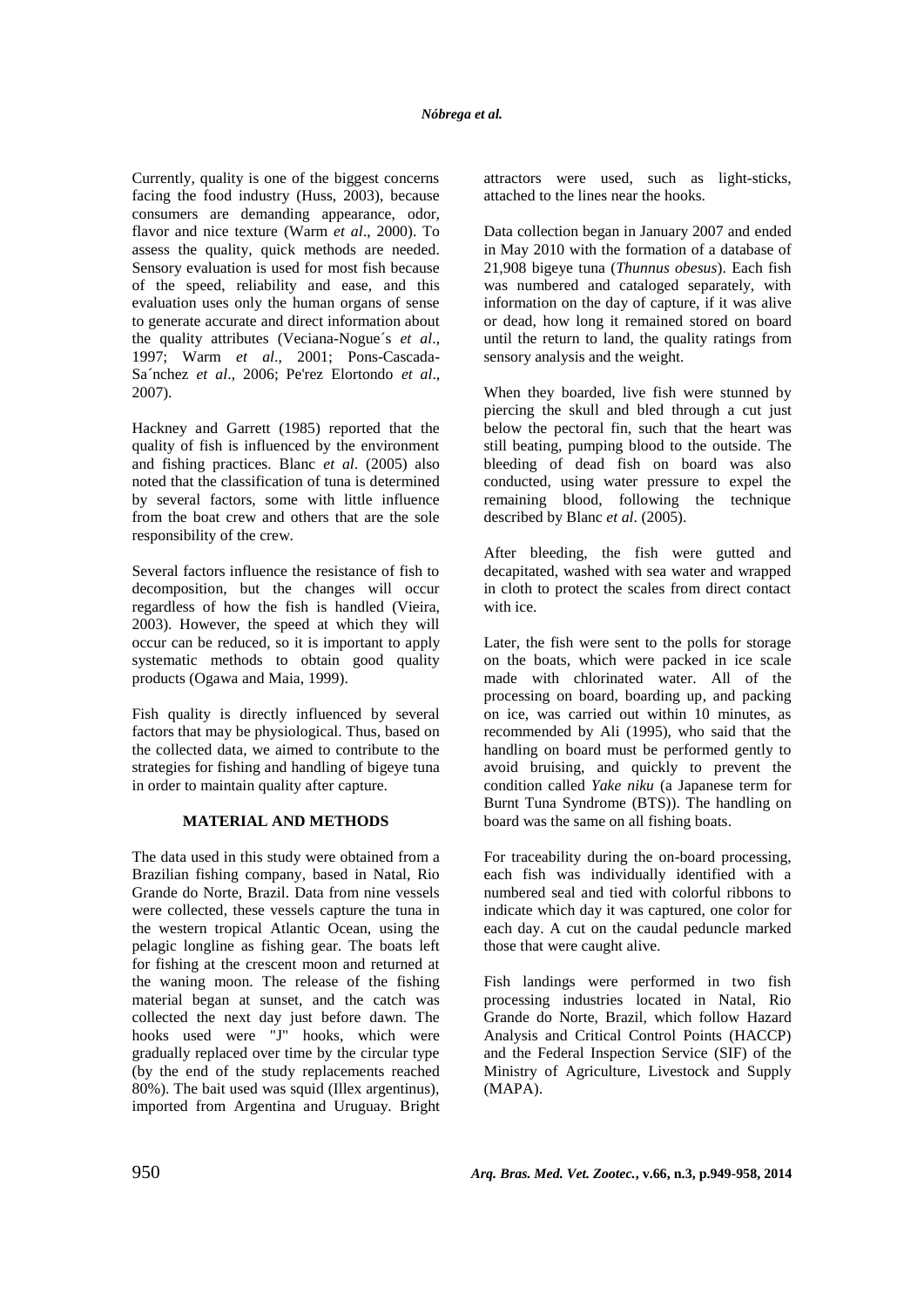Currently, quality is one of the biggest concerns facing the food industry (Huss, 2003), because consumers are demanding appearance, odor, flavor and nice texture (Warm *et al*., 2000). To assess the quality, quick methods are needed. Sensory evaluation is used for most fish because of the speed, reliability and ease, and this evaluation uses only the human organs of sense to generate accurate and direct information about the quality attributes (Veciana-Nogue´s *et al*., 1997; Warm *et al*., 2001; Pons-Cascada-Sa´nchez *et al*., 2006; Pe'rez Elortondo *et al*., 2007).

Hackney and Garrett (1985) reported that the quality of fish is influenced by the environment and fishing practices. Blanc *et al*. (2005) also noted that the classification of tuna is determined by several factors, some with little influence from the boat crew and others that are the sole responsibility of the crew.

Several factors influence the resistance of fish to decomposition, but the changes will occur regardless of how the fish is handled (Vieira, 2003). However, the speed at which they will occur can be reduced, so it is important to apply systematic methods to obtain good quality products (Ogawa and Maia, 1999).

Fish quality is directly influenced by several factors that may be physiological. Thus, based on the collected data, we aimed to contribute to the strategies for fishing and handling of bigeye tuna in order to maintain quality after capture.

## MATERIAL AND METHODS

The data used in this study were obtained from a Brazilian fishing company, based in Natal, Rio Grande do Norte, Brazil. Data from nine vessels were collected, these vessels capture the tuna in the western tropical Atlantic Ocean, using the pelagic longline as fishing gear. The boats left for fishing at the crescent moon and returned at the waning moon. The release of the fishing material began at sunset, and the catch was collected the next day just before dawn. The hooks used were "J" hooks, which were gradually replaced over time by the circular type (by the end of the study replacements reached 80%). The bait used was squid (Illex argentinus), imported from Argentina and Uruguay. Bright attractors were used, such as light-sticks, attached to the lines near the hooks.

Data collection began in January 2007 and ended in May 2010 with the formation of a database of 21,908 bigeye tuna (*Thunnus obesus*). Each fish was numbered and cataloged separately, with information on the day of capture, if it was alive or dead, how long it remained stored on board until the return to land, the quality ratings from sensory analysis and the weight.

When they boarded, live fish were stunned by piercing the skull and bled through a cut just below the pectoral fin, such that the heart was still beating, pumping blood to the outside. The bleeding of dead fish on board was also conducted, using water pressure to expel the remaining blood, following the technique described by Blanc *et al*. (2005).

After bleeding, the fish were gutted and decapitated, washed with sea water and wrapped in cloth to protect the scales from direct contact with ice.

Later, the fish were sent to the polls for storage on the boats, which were packed in ice scale made with chlorinated water. All of the processing on board, boarding up, and packing on ice, was carried out within 10 minutes, as recommended by Ali (1995), who said that the handling on board must be performed gently to avoid bruising, and quickly to prevent the condition called *Yake niku* (a Japanese term for Burnt Tuna Syndrome (BTS)). The handling on board was the same on all fishing boats.

For traceability during the on-board processing, each fish was individually identified with a numbered seal and tied with colorful ribbons to indicate which day it was captured, one color for each day. A cut on the caudal peduncle marked those that were caught alive.

Fish landings were performed in two fish processing industries located in Natal, Rio Grande do Norte, Brazil, which follow Hazard Analysis and Critical Control Points (HACCP) and the Federal Inspection Service (SIF) of the Ministry of Agriculture, Livestock and Supply (MAPA).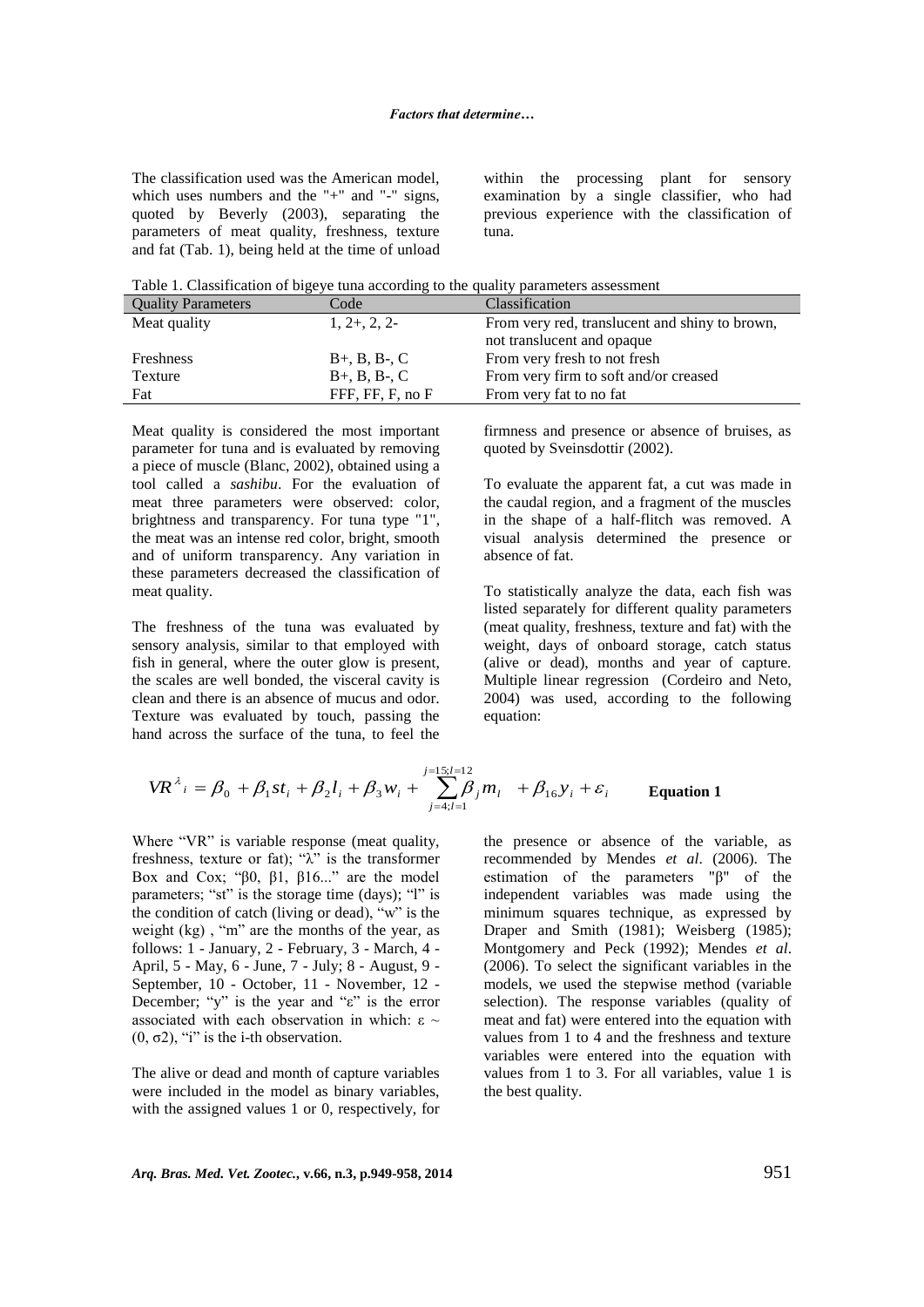The classification used was the American model, which uses numbers and the "+" and "-" signs, quoted by Beverly (2003), separating the parameters of meat quality, freshness, texture and fat (Tab. 1), being held at the time of unload within the processing plant for sensory examination by a single classifier, who had previous experience with the classification of tuna.

Table 1. Classification of bigeye tuna according to the quality parameters assessment

| Quality Parameters | Code | Classification |
|---|---|---|
| Meat quality | 1, 2+, 2, 2- | From very red, translucent and shiny to brown, not translucent and opaque |
| Freshness | B+, B, B-, C | From very fresh to not fresh |
| Texture | B+, B, B-, C | From very firm to soft and/or creased |
| Fat | FFF, FF, F, no F | From very fat to no fat |

Meat quality is considered the most important parameter for tuna and is evaluated by removing a piece of muscle (Blanc, 2002), obtained using a tool called a *sashibu*. For the evaluation of meat three parameters were observed: color, brightness and transparency. For tuna type "1", the meat was an intense red color, bright, smooth and of uniform transparency. Any variation in these parameters decreased the classification of meat quality.

The freshness of the tuna was evaluated by sensory analysis, similar to that employed with fish in general, where the outer glow is present, the scales are well bonded, the visceral cavity is clean and there is an absence of mucus and odor. Texture was evaluated by touch, passing the hand across the surface of the tuna, to feel the firmness and presence or absence of bruises, as quoted by Sveinsdottir (2002).

To evaluate the apparent fat, a cut was made in the caudal region, and a fragment of the muscles in the shape of a half-flitch was removed. A visual analysis determined the presence or absence of fat.

To statistically analyze the data, each fish was listed separately for different quality parameters (meat quality, freshness, texture and fat) with the weight, days of onboard storage, catch status (alive or dead), months and year of capture. Multiple linear regression (Cordeiro and Neto, 2004) was used, according to the following equation:

$$VR^{\lambda}{}_{i} = \beta_0 + \beta_1 st_i + \beta_2 l_i + \beta_3 w_i + \sum_{j=4;l=1}^{j=15;l=12} \beta_j m_l + \beta_{16} y_i + \varepsilon_i \qquad \textbf{Equation 1}$$

Where "VR" is variable response (meat quality, freshness, texture or fat); "$\lambda$" is the transformer Box and Cox; "$\beta 0$, $\beta 1$, $\beta 16$..." are the model parameters; "st" is the storage time (days); "l" is the condition of catch (living or dead), "w" is the weight (kg) , "m" are the months of the year, as follows: 1 - January, 2 - February, 3 - March, 4 - April, 5 - May, 6 - June, 7 - July; 8 - August, 9 - September, 10 - October, 11 - November, 12 - December; "y" is the year and "$\varepsilon$" is the error associated with each observation in which: $\varepsilon \sim (0, \sigma 2)$, "i" is the i-th observation.

The alive or dead and month of capture variables were included in the model as binary variables, with the assigned values 1 or 0, respectively, for the presence or absence of the variable, as recommended by Mendes *et al*. (2006). The estimation of the parameters "$\beta$" of the independent variables was made using the minimum squares technique, as expressed by Draper and Smith (1981); Weisberg (1985); Montgomery and Peck (1992); Mendes *et al*. (2006). To select the significant variables in the models, we used the stepwise method (variable selection). The response variables (quality of meat and fat) were entered into the equation with values from 1 to 4 and the freshness and texture variables were entered into the equation with values from 1 to 3. For all variables, value 1 is the best quality.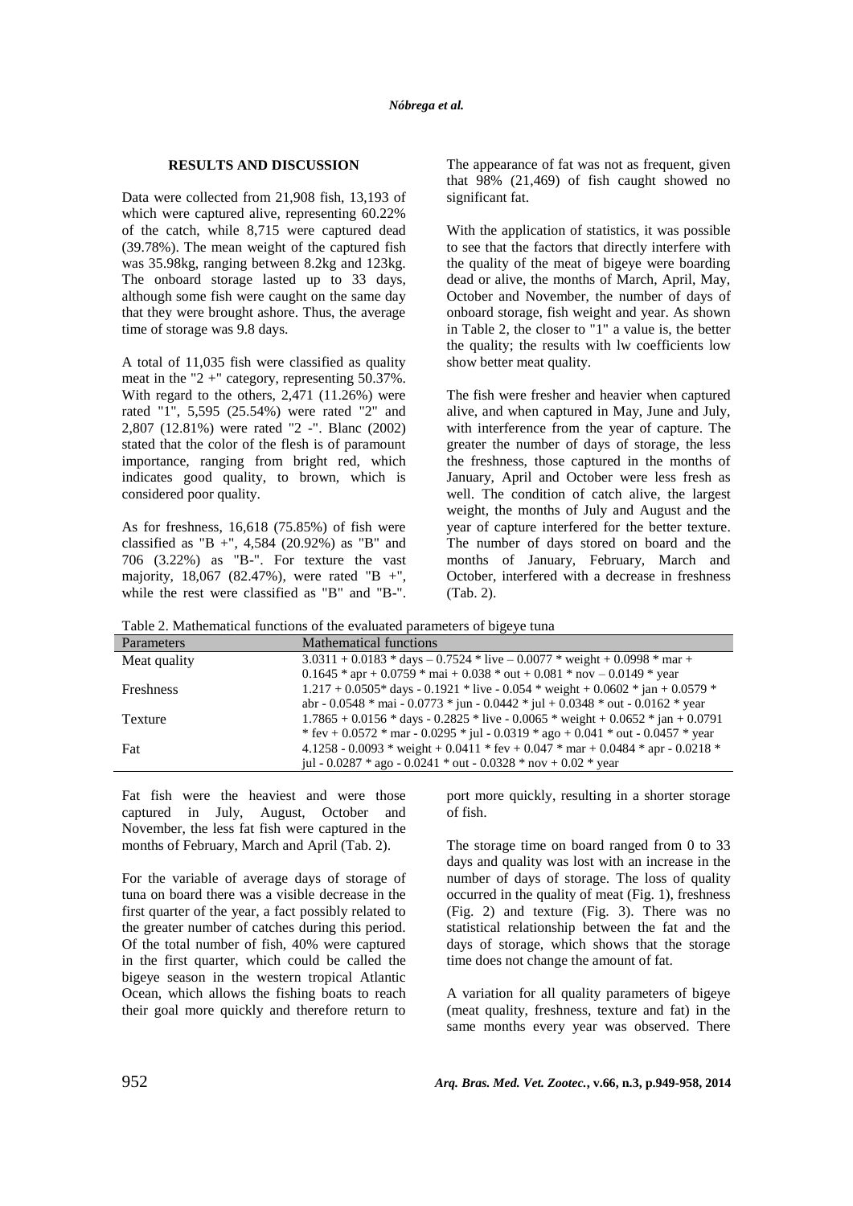## RESULTS AND DISCUSSION

Data were collected from 21,908 fish, 13,193 of which were captured alive, representing 60.22% of the catch, while 8,715 were captured dead (39.78%). The mean weight of the captured fish was 35.98kg, ranging between 8.2kg and 123kg. The onboard storage lasted up to 33 days, although some fish were caught on the same day that they were brought ashore. Thus, the average time of storage was 9.8 days.

A total of 11,035 fish were classified as quality meat in the "2 +" category, representing 50.37%. With regard to the others, 2,471 (11.26%) were rated "1", 5,595 (25.54%) were rated "2" and 2,807 (12.81%) were rated "2 -". Blanc (2002) stated that the color of the flesh is of paramount importance, ranging from bright red, which indicates good quality, to brown, which is considered poor quality.

As for freshness, 16,618 (75.85%) of fish were classified as "B +", 4,584 (20.92%) as "B" and 706 (3.22%) as "B-". For texture the vast majority, 18,067 (82.47%), were rated "B +", while the rest were classified as "B" and "B-". The appearance of fat was not as frequent, given that 98% (21,469) of fish caught showed no significant fat.

With the application of statistics, it was possible to see that the factors that directly interfere with the quality of the meat of bigeye were boarding dead or alive, the months of March, April, May, October and November, the number of days of onboard storage, fish weight and year. As shown in Table 2, the closer to "1" a value is, the better the quality; the results with lw coefficients low show better meat quality.

The fish were fresher and heavier when captured alive, and when captured in May, June and July, with interference from the year of capture. The greater the number of days of storage, the less the freshness, those captured in the months of January, April and October were less fresh as well. The condition of catch alive, the largest weight, the months of July and August and the year of capture interfered for the better texture. The number of days stored on board and the months of January, February, March and October, interfered with a decrease in freshness (Tab. 2).

Table 2. Mathematical functions of the evaluated parameters of bigeye tuna

| Parameters | Mathematical functions |
|---|---|
| Meat quality | 3.0311 + 0.0183 * days – 0.7524 * live – 0.0077 * weight + 0.0998 * mar + 0.1645 * apr + 0.0759 * mai + 0.038 * out + 0.081 * nov – 0.0149 * year |
| Freshness | 1.217 + 0.0505* days - 0.1921 * live - 0.054 * weight + 0.0602 * jan + 0.0579 * abr - 0.0548 * mai - 0.0773 * jun - 0.0442 * jul + 0.0348 * out - 0.0162 * year |
| Texture | 1.7865 + 0.0156 * days - 0.2825 * live - 0.0065 * weight + 0.0652 * jan + 0.0791 * fev + 0.0572 * mar - 0.0295 * jul - 0.0319 * ago + 0.041 * out - 0.0457 * year |
| Fat | 4.1258 - 0.0093 * weight + 0.0411 * fev + 0.047 * mar + 0.0484 * apr - 0.0218 * jul - 0.0287 * ago - 0.0241 * out - 0.0328 * nov + 0.02 * year |

Fat fish were the heaviest and were those captured in July, August, October and November, the less fat fish were captured in the months of February, March and April (Tab. 2).

For the variable of average days of storage of tuna on board there was a visible decrease in the first quarter of the year, a fact possibly related to the greater number of catches during this period. Of the total number of fish, 40% were captured in the first quarter, which could be called the bigeye season in the western tropical Atlantic Ocean, which allows the fishing boats to reach their goal more quickly and therefore return to port more quickly, resulting in a shorter storage of fish.

The storage time on board ranged from 0 to 33 days and quality was lost with an increase in the number of days of storage. The loss of quality occurred in the quality of meat (Fig. 1), freshness (Fig. 2) and texture (Fig. 3). There was no statistical relationship between the fat and the days of storage, which shows that the storage time does not change the amount of fat.

A variation for all quality parameters of bigeye (meat quality, freshness, texture and fat) in the same months every year was observed. There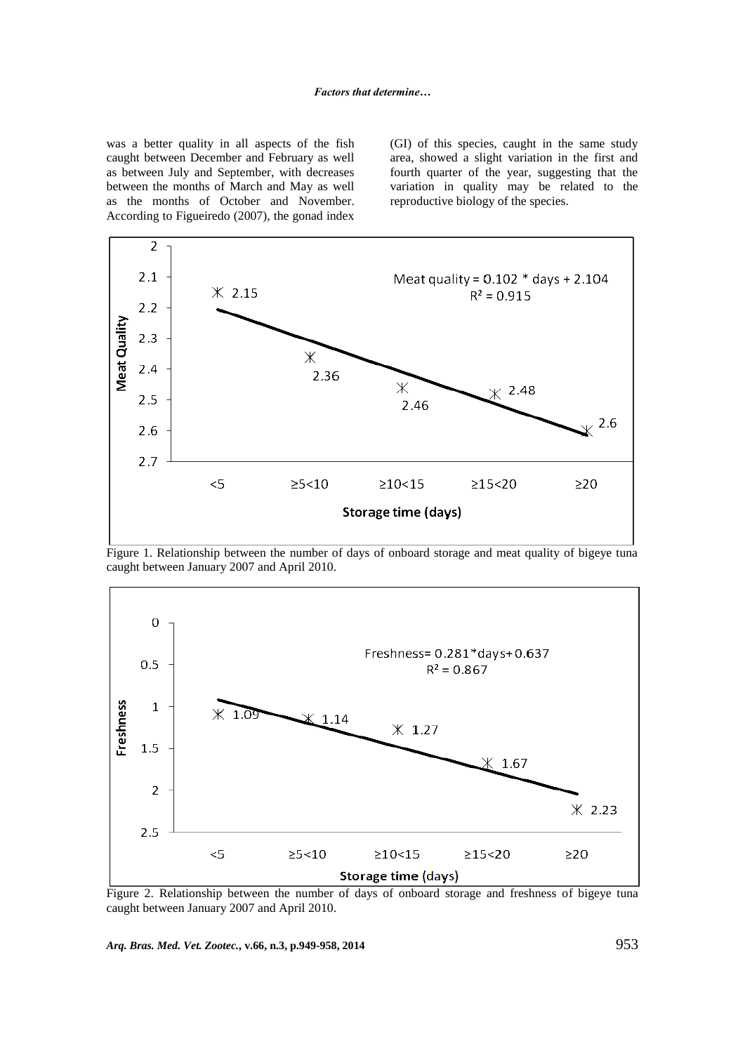was a better quality in all aspects of the fish caught between December and February as well as between July and September, with decreases between the months of March and May as well as the months of October and November. According to Figueiredo (2007), the gonad index (GI) of this species, caught in the same study area, showed a slight variation in the first and fourth quarter of the year, suggesting that the variation in quality may be related to the reproductive biology of the species.

Figure 1. Relationship between the number of days of onboard storage and meat quality of bigeye tuna caught between January 2007 and April 2010.

Figure 2. Relationship between the number of days of onboard storage and freshness of bigeye tuna caught between January 2007 and April 2010.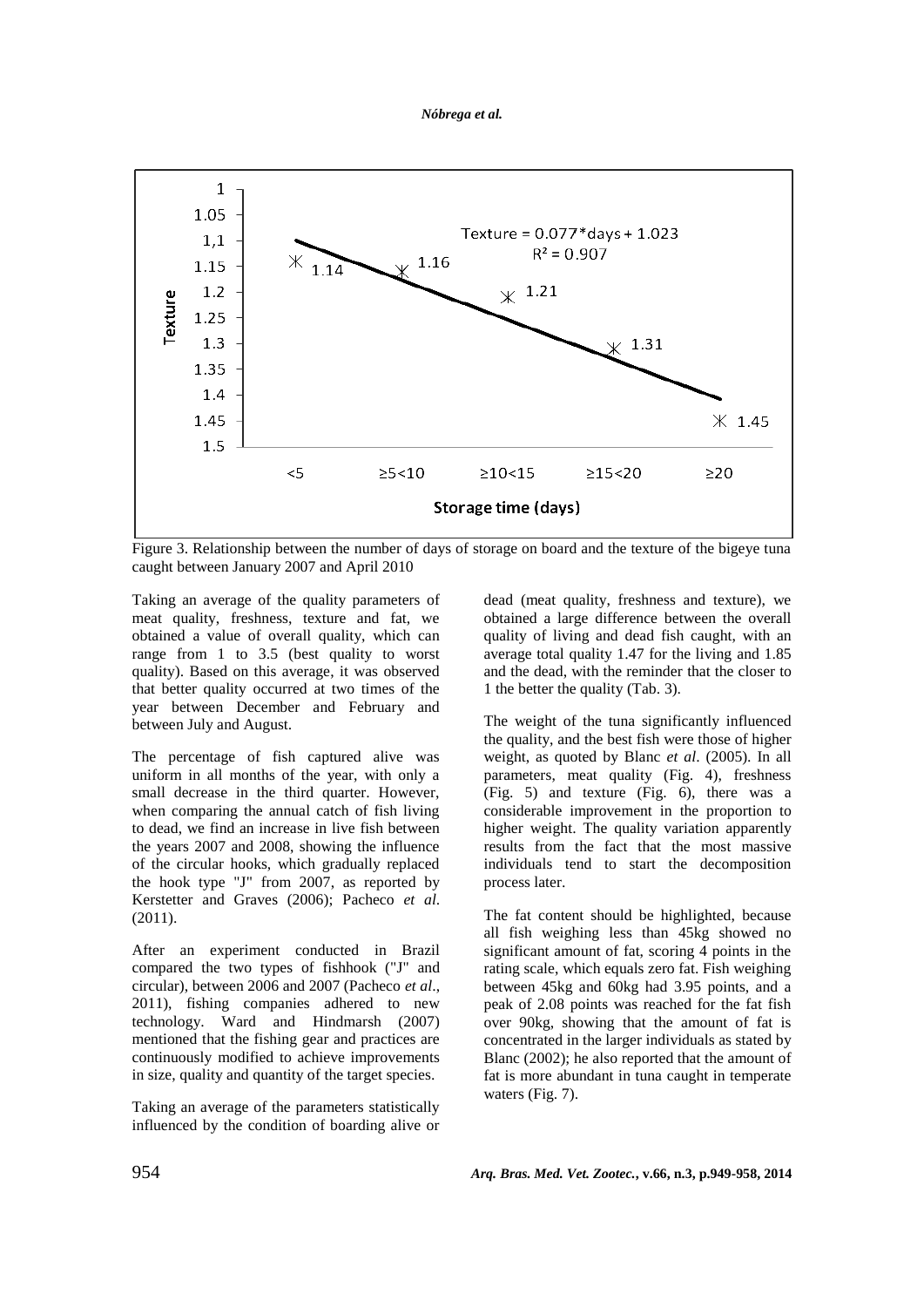Figure 3. Relationship between the number of days of storage on board and the texture of the bigeye tuna caught between January 2007 and April 2010

Taking an average of the quality parameters of meat quality, freshness, texture and fat, we obtained a value of overall quality, which can range from 1 to 3.5 (best quality to worst quality). Based on this average, it was observed that better quality occurred at two times of the year between December and February and between July and August.

The percentage of fish captured alive was uniform in all months of the year, with only a small decrease in the third quarter. However, when comparing the annual catch of fish living to dead, we find an increase in live fish between the years 2007 and 2008, showing the influence of the circular hooks, which gradually replaced the hook type "J" from 2007, as reported by Kerstetter and Graves (2006); Pacheco *et al.* (2011).

After an experiment conducted in Brazil compared the two types of fishhook ("J" and circular), between 2006 and 2007 (Pacheco *et al*., 2011), fishing companies adhered to new technology. Ward and Hindmarsh (2007) mentioned that the fishing gear and practices are continuously modified to achieve improvements in size, quality and quantity of the target species.

Taking an average of the parameters statistically influenced by the condition of boarding alive or dead (meat quality, freshness and texture), we obtained a large difference between the overall quality of living and dead fish caught, with an average total quality 1.47 for the living and 1.85 and the dead, with the reminder that the closer to 1 the better the quality (Tab. 3).

The weight of the tuna significantly influenced the quality, and the best fish were those of higher weight, as quoted by Blanc *et al*. (2005). In all parameters, meat quality (Fig. 4), freshness (Fig. 5) and texture (Fig. 6), there was a considerable improvement in the proportion to higher weight. The quality variation apparently results from the fact that the most massive individuals tend to start the decomposition process later.

The fat content should be highlighted, because all fish weighing less than 45kg showed no significant amount of fat, scoring 4 points in the rating scale, which equals zero fat. Fish weighing between 45kg and 60kg had 3.95 points, and a peak of 2.08 points was reached for the fat fish over 90kg, showing that the amount of fat is concentrated in the larger individuals as stated by Blanc (2002); he also reported that the amount of fat is more abundant in tuna caught in temperate waters (Fig. 7).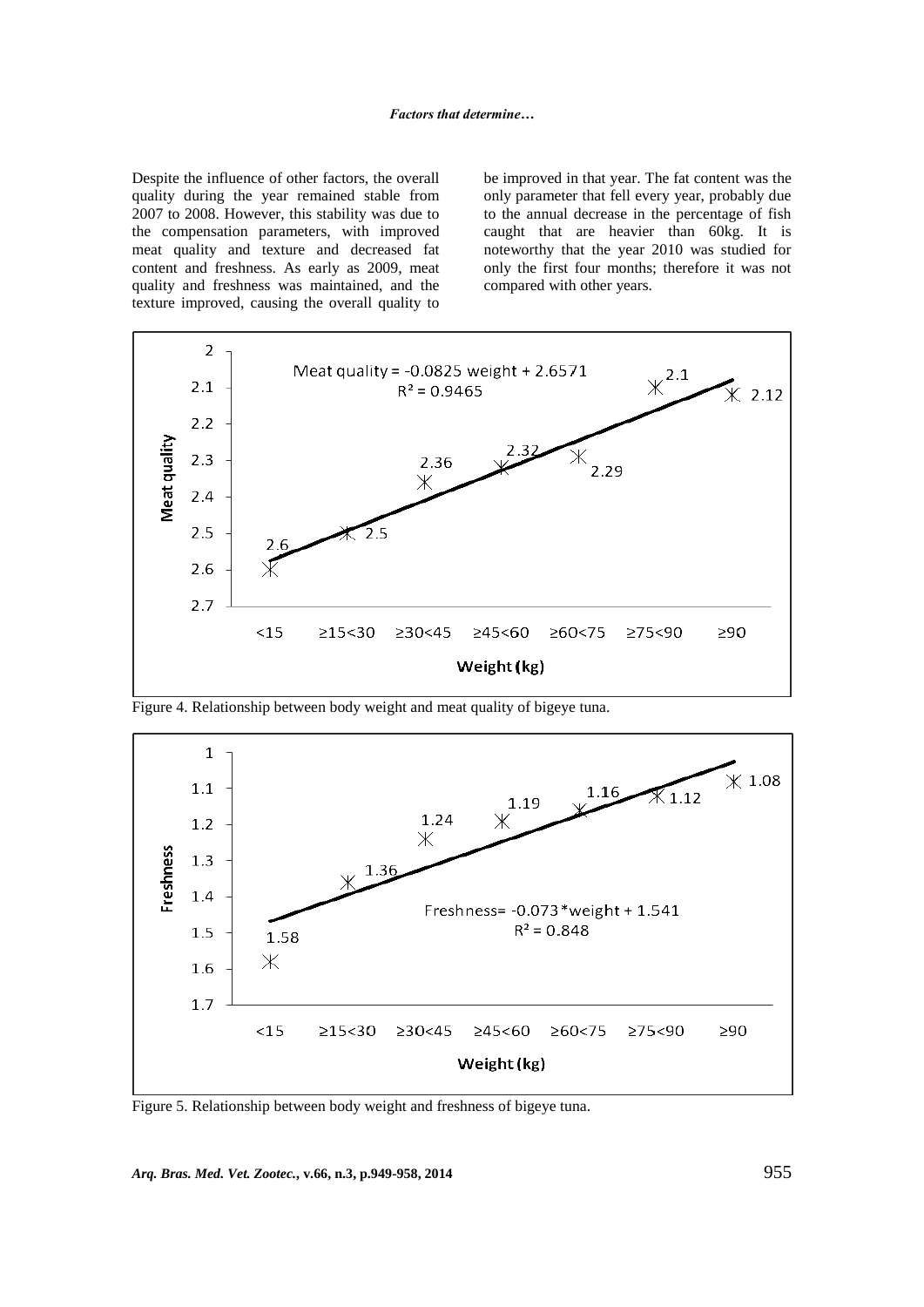Despite the influence of other factors, the overall quality during the year remained stable from 2007 to 2008. However, this stability was due to the compensation parameters, with improved meat quality and texture and decreased fat content and freshness. As early as 2009, meat quality and freshness was maintained, and the texture improved, causing the overall quality to be improved in that year. The fat content was the only parameter that fell every year, probably due to the annual decrease in the percentage of fish caught that are heavier than 60kg. It is noteworthy that the year 2010 was studied for only the first four months; therefore it was not compared with other years.

Figure 4. Relationship between body weight and meat quality of bigeye tuna.

Figure 5. Relationship between body weight and freshness of bigeye tuna.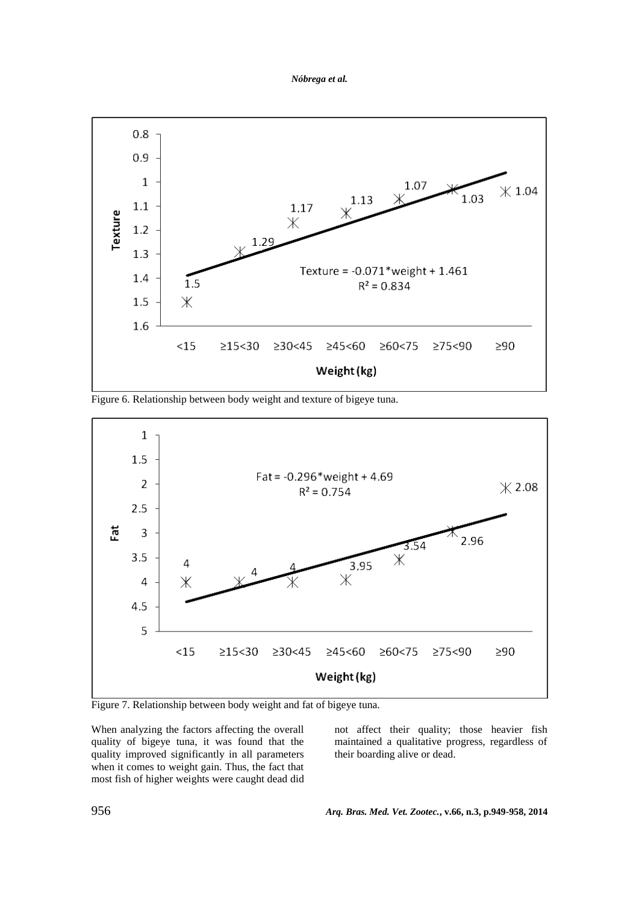Figure 6. Relationship between body weight and texture of bigeye tuna.

Figure 7. Relationship between body weight and fat of bigeye tuna.

When analyzing the factors affecting the overall quality of bigeye tuna, it was found that the quality improved significantly in all parameters when it comes to weight gain. Thus, the fact that most fish of higher weights were caught dead did not affect their quality; those heavier fish maintained a qualitative progress, regardless of their boarding alive or dead.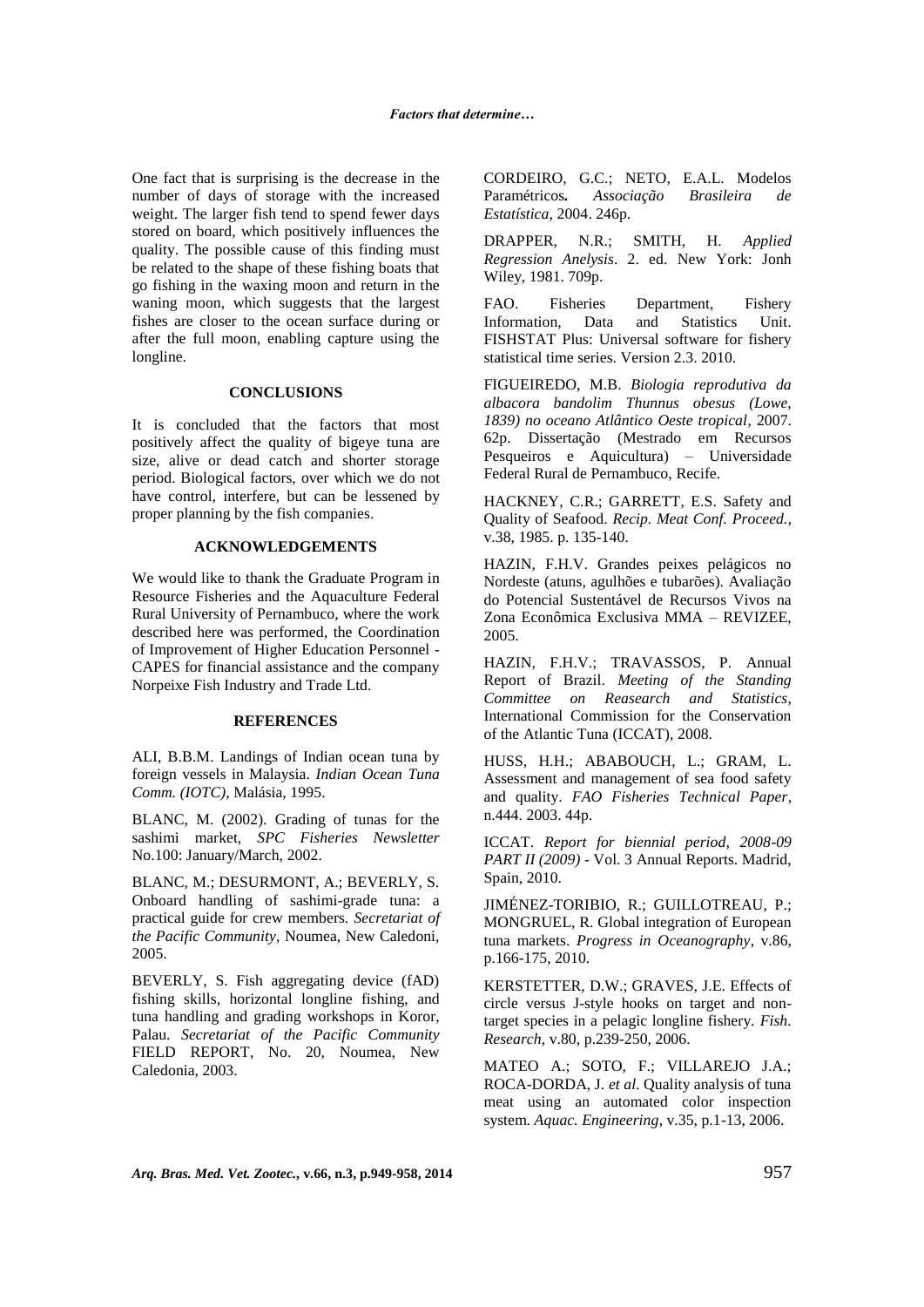One fact that is surprising is the decrease in the number of days of storage with the increased weight. The larger fish tend to spend fewer days stored on board, which positively influences the quality. The possible cause of this finding must be related to the shape of these fishing boats that go fishing in the waxing moon and return in the waning moon, which suggests that the largest fishes are closer to the ocean surface during or after the full moon, enabling capture using the longline.

## CONCLUSIONS

It is concluded that the factors that most positively affect the quality of bigeye tuna are size, alive or dead catch and shorter storage period. Biological factors, over which we do not have control, interfere, but can be lessened by proper planning by the fish companies.

## ACKNOWLEDGEMENTS

We would like to thank the Graduate Program in Resource Fisheries and the Aquaculture Federal Rural University of Pernambuco, where the work described here was performed, the Coordination of Improvement of Higher Education Personnel - CAPES for financial assistance and the company Norpeixe Fish Industry and Trade Ltd.

## REFERENCES

ALI, B.B.M. Landings of Indian ocean tuna by foreign vessels in Malaysia. *Indian Ocean Tuna Comm. (IOTC)*, Malásia, 1995.

BLANC, M. (2002). Grading of tunas for the sashimi market, *SPC Fisheries Newsletter* No.100: January/March, 2002.

BLANC, M.; DESURMONT, A.; BEVERLY, S. Onboard handling of sashimi-grade tuna: a practical guide for crew members. *Secretariat of the Pacific Community*, Noumea, New Caledoni, 2005.

BEVERLY, S. Fish aggregating device (fAD) fishing skills, horizontal longline fishing, and tuna handling and grading workshops in Koror, Palau. *Secretariat of the Pacific Community* FIELD REPORT, No. 20, Noumea, New Caledonia, 2003.

CORDEIRO, G.C.; NETO, E.A.L. Modelos Paramétricos*. Associação Brasileira de Estatística*, 2004. 246p.

DRAPPER, N.R.; SMITH, H. *Applied Regression Anelysis*. 2. ed. New York: Jonh Wiley, 1981. 709p.

FAO. Fisheries Department, Fishery Information, Data and Statistics Unit. FISHSTAT Plus: Universal software for fishery statistical time series. Version 2.3. 2010.

FIGUEIREDO, M.B. *Biologia reprodutiva da albacora bandolim Thunnus obesus (Lowe, 1839) no oceano Atlântico Oeste tropical*, 2007. 62p. Dissertação (Mestrado em Recursos Pesqueiros e Aquicultura) – Universidade Federal Rural de Pernambuco, Recife.

HACKNEY, C.R.; GARRETT, E.S. Safety and Quality of Seafood. *Recip. Meat Conf. Proceed.*, v.38, 1985. p. 135-140.

HAZIN, F.H.V. Grandes peixes pelágicos no Nordeste (atuns, agulhões e tubarões). Avaliação do Potencial Sustentável de Recursos Vivos na Zona Econômica Exclusiva MMA – REVIZEE, 2005.

HAZIN, F.H.V.; TRAVASSOS, P. Annual Report of Brazil. *Meeting of the Standing Committee on Reasearch and Statistics*, International Commission for the Conservation of the Atlantic Tuna (ICCAT), 2008.

HUSS, H.H.; ABABOUCH, L.; GRAM, L. Assessment and management of sea food safety and quality. *FAO Fisheries Technical Paper*, n.444. 2003. 44p.

ICCAT. *Report for biennial period, 2008-09 PART II (2009)* - Vol. 3 Annual Reports. Madrid, Spain, 2010.

JIMÉNEZ-TORIBIO, R.; GUILLOTREAU, P.; MONGRUEL, R. Global integration of European tuna markets. *Progress in Oceanography*, v.86, p.166-175, 2010.

KERSTETTER, D.W.; GRAVES, J.E. Effects of circle versus J-style hooks on target and non-target species in a pelagic longline fishery. *Fish. Research*, v.80, p.239-250, 2006.

MATEO A.; SOTO, F.; VILLAREJO J.A.; ROCA-DORDA, J. *et al.* Quality analysis of tuna meat using an automated color inspection system. *Aquac. Engineering*, v.35, p.1-13, 2006.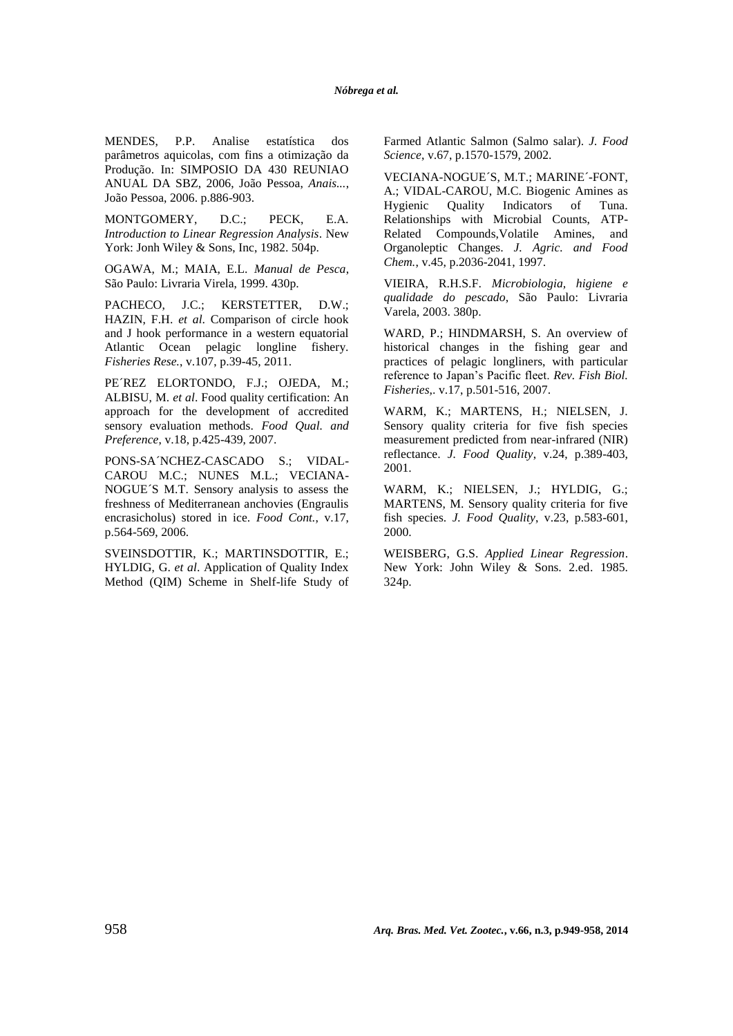MENDES, P.P. Analise estatística dos parâmetros aquicolas, com fins a otimização da Produção. In: SIMPOSIO DA 430 REUNIAO ANUAL DA SBZ, 2006, João Pessoa, *Anais...*, João Pessoa, 2006. p.886-903.

MONTGOMERY, D.C.; PECK, E.A. *Introduction to Linear Regression Analysis*. New York: Jonh Wiley & Sons, Inc, 1982. 504p.

OGAWA, M.; MAIA, E.L. *Manual de Pesca*, São Paulo: Livraria Virela, 1999. 430p.

PACHECO, J.C.; KERSTETTER, D.W.; HAZIN, F.H. *et al.* Comparison of circle hook and J hook performance in a western equatorial Atlantic Ocean pelagic longline fishery. *Fisheries Rese.*, v.107, p.39-45, 2011.

PE´REZ ELORTONDO, F.J.; OJEDA, M.; ALBISU, M. *et al*. Food quality certification: An approach for the development of accredited sensory evaluation methods. *Food Qual. and Preference*, v.18, p.425-439, 2007.

PONS-SA´NCHEZ-CASCADO S.; VIDAL-CAROU M.C.; NUNES M.L.; VECIANA-NOGUE´S M.T. Sensory analysis to assess the freshness of Mediterranean anchovies (Engraulis encrasicholus) stored in ice. *Food Cont.*, v.17, p.564-569, 2006.

SVEINSDOTTIR, K.; MARTINSDOTTIR, E.; HYLDIG, G. *et al*. Application of Quality Index Method (QIM) Scheme in Shelf-life Study of Farmed Atlantic Salmon (Salmo salar). *J. Food Science*, v.67, p.1570-1579, 2002.

VECIANA-NOGUE´S, M.T.; MARINE´-FONT, A.; VIDAL-CAROU, M.C. Biogenic Amines as Hygienic Quality Indicators of Tuna. Relationships with Microbial Counts, ATP-Related Compounds,Volatile Amines, and Organoleptic Changes. *J. Agric. and Food Chem.*, v.45, p.2036-2041, 1997.

VIEIRA, R.H.S.F. *Microbiologia, higiene e qualidade do pescado*, São Paulo: Livraria Varela, 2003. 380p.

WARD, P.; HINDMARSH, S. An overview of historical changes in the fishing gear and practices of pelagic longliners, with particular reference to Japan's Pacific fleet. *Rev. Fish Biol. Fisheries,*. v.17, p.501-516, 2007.

WARM, K.; MARTENS, H.; NIELSEN, J. Sensory quality criteria for five fish species measurement predicted from near-infrared (NIR) reflectance. *J. Food Quality*, v.24, p.389-403, 2001.

WARM, K.; NIELSEN, J.; HYLDIG, G.; MARTENS, M. Sensory quality criteria for five fish species. *J. Food Quality*, v.23, p.583-601, 2000.

WEISBERG, G.S. *Applied Linear Regression*. New York: John Wiley & Sons. 2.ed. 1985. 324p.